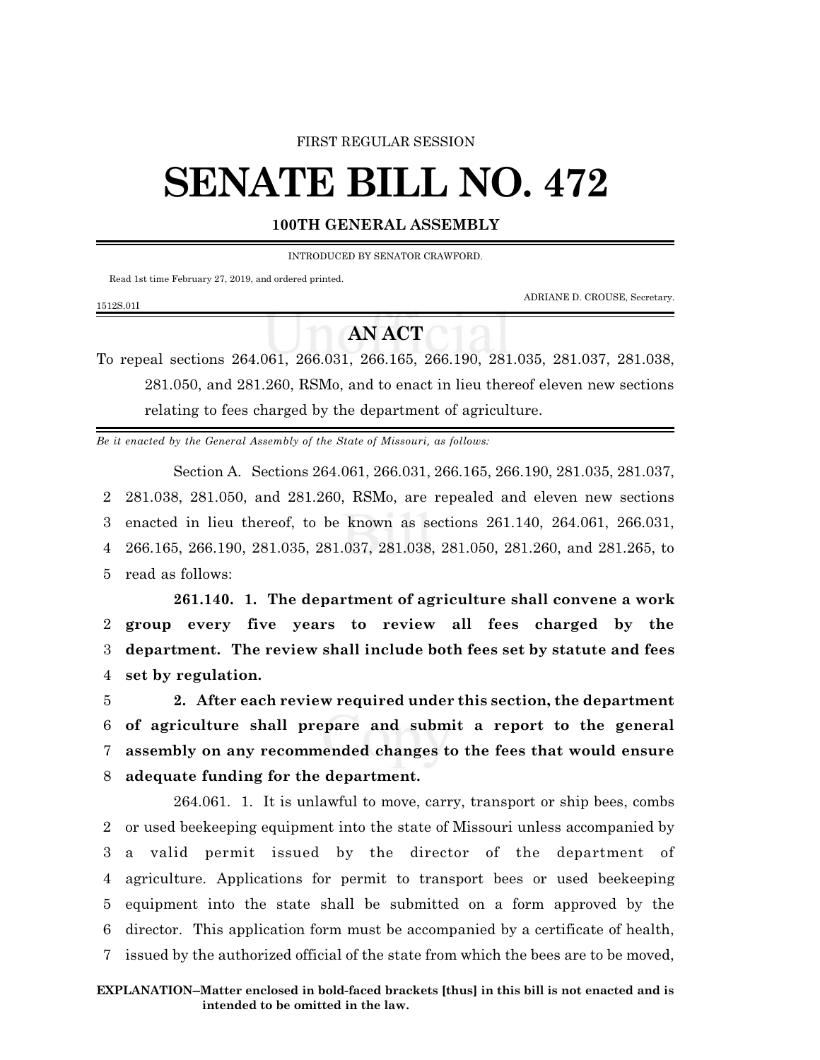FIRST REGULAR SESSION

# SENATE BILL NO. 472

**100TH GENERAL ASSEMBLY**

INTRODUCED BY SENATOR CRAWFORD.

Read 1st time February 27, 2019, and ordered printed.

ADRIANE D. CROUSE, Secretary.

1512S.01I

## AN ACT

To repeal sections 264.061, 266.031, 266.165, 266.190, 281.035, 281.037, 281.038, 281.050, and 281.260, RSMo, and to enact in lieu thereof eleven new sections relating to fees charged by the department of agriculture.

*Be it enacted by the General Assembly of the State of Missouri, as follows:*

Section A. Sections 264.061, 266.031, 266.165, 266.190, 281.035, 281.037, 2 281.038, 281.050, and 281.260, RSMo, are repealed and eleven new sections 3 enacted in lieu thereof, to be known as sections 261.140, 264.061, 266.031, 4 266.165, 266.190, 281.035, 281.037, 281.038, 281.050, 281.260, and 281.265, to 5 read as follows:

**261.140. 1. The department of agriculture shall convene a work 2 group every five years to review all fees charged by the 3 department. The review shall include both fees set by statute and fees 4 set by regulation.**

5 **2. After each review required under this section, the department 6 of agriculture shall prepare and submit a report to the general 7 assembly on any recommended changes to the fees that would ensure 8 adequate funding for the department.**

264.061. 1. It is unlawful to move, carry, transport or ship bees, combs 2 or used beekeeping equipment into the state of Missouri unless accompanied by 3 a valid permit issued by the director of the department of 4 agriculture. Applications for permit to transport bees or used beekeeping 5 equipment into the state shall be submitted on a form approved by the 6 director. This application form must be accompanied by a certificate of health, 7 issued by the authorized official of the state from which the bees are to be moved,

**EXPLANATION–Matter enclosed in bold-faced brackets [thus] in this bill is not enacted and is intended to be omitted in the law.**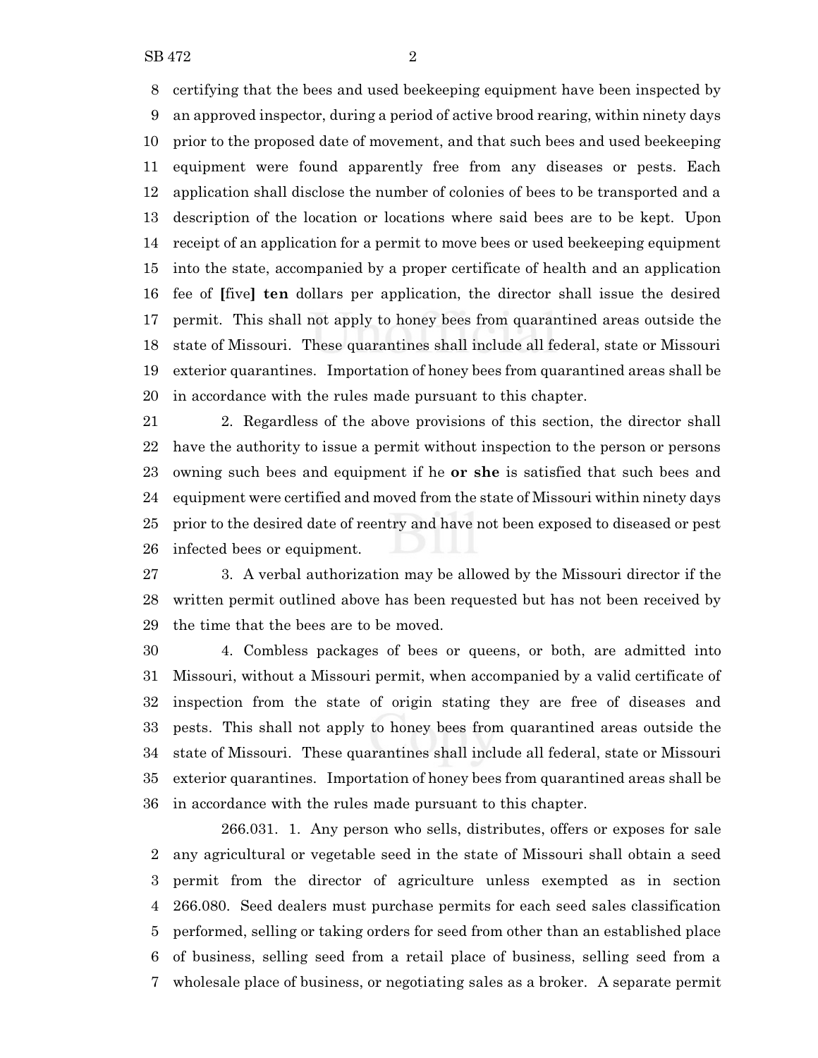certifying that the bees and used beekeeping equipment have been inspected by an approved inspector, during a period of active brood rearing, within ninety days prior to the proposed date of movement, and that such bees and used beekeeping equipment were found apparently free from any diseases or pests. Each application shall disclose the number of colonies of bees to be transported and a description of the location or locations where said bees are to be kept. Upon receipt of an application for a permit to move bees or used beekeeping equipment into the state, accompanied by a proper certificate of health and an application fee of **[**five**]** **ten** dollars per application, the director shall issue the desired permit. This shall not apply to honey bees from quarantined areas outside the state of Missouri. These quarantines shall include all federal, state or Missouri exterior quarantines. Importation of honey bees from quarantined areas shall be in accordance with the rules made pursuant to this chapter.

2. Regardless of the above provisions of this section, the director shall have the authority to issue a permit without inspection to the person or persons owning such bees and equipment if he **or she** is satisfied that such bees and equipment were certified and moved from the state of Missouri within ninety days prior to the desired date of reentry and have not been exposed to diseased or pest infected bees or equipment.

3. A verbal authorization may be allowed by the Missouri director if the written permit outlined above has been requested but has not been received by the time that the bees are to be moved.

4. Combless packages of bees or queens, or both, are admitted into Missouri, without a Missouri permit, when accompanied by a valid certificate of inspection from the state of origin stating they are free of diseases and pests. This shall not apply to honey bees from quarantined areas outside the state of Missouri. These quarantines shall include all federal, state or Missouri exterior quarantines. Importation of honey bees from quarantined areas shall be in accordance with the rules made pursuant to this chapter.

266.031. 1. Any person who sells, distributes, offers or exposes for sale any agricultural or vegetable seed in the state of Missouri shall obtain a seed permit from the director of agriculture unless exempted as in section 266.080. Seed dealers must purchase permits for each seed sales classification performed, selling or taking orders for seed from other than an established place of business, selling seed from a retail place of business, selling seed from a wholesale place of business, or negotiating sales as a broker. A separate permit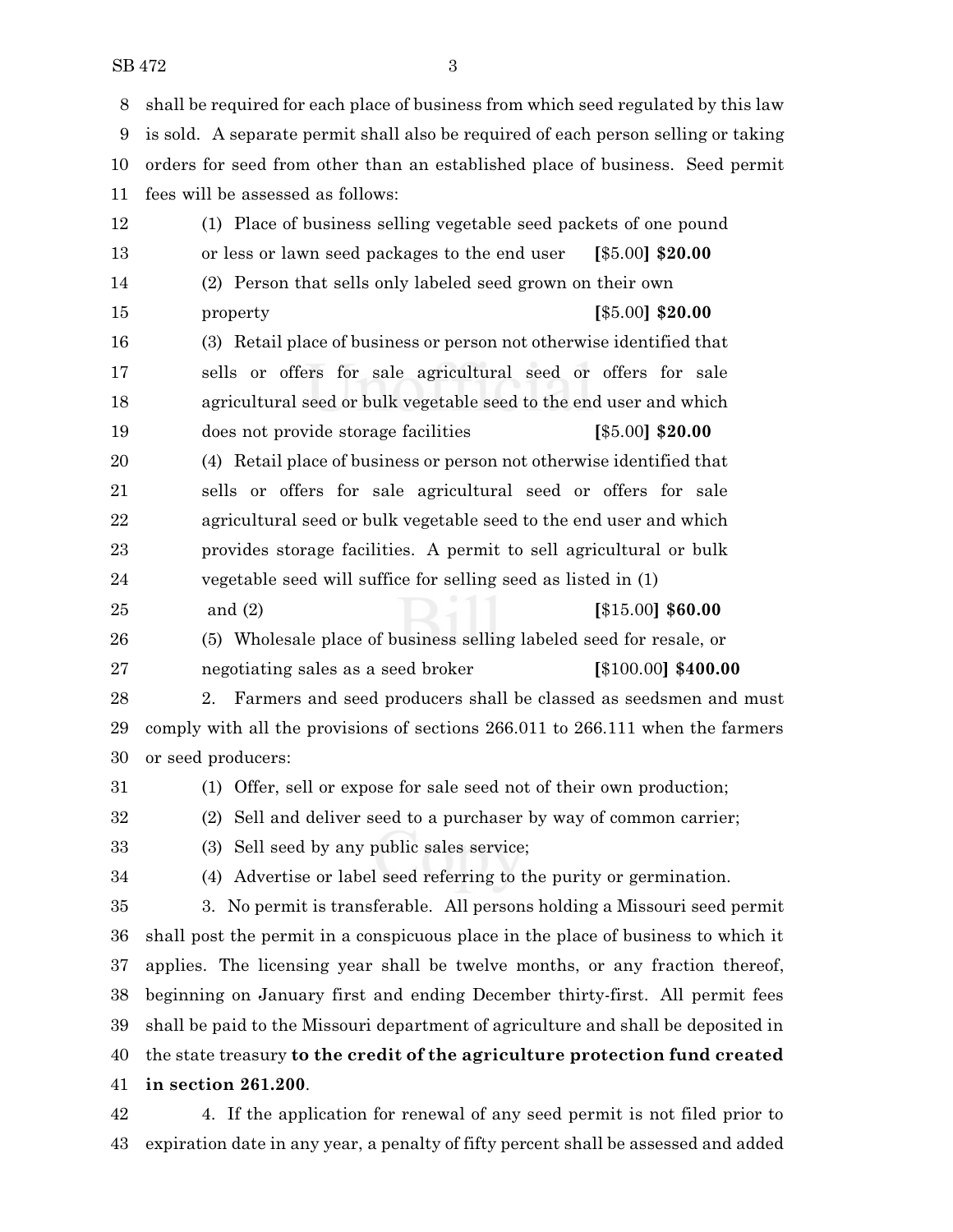shall be required for each place of business from which seed regulated by this law is sold. A separate permit shall also be required of each person selling or taking orders for seed from other than an established place of business. Seed permit fees will be assessed as follows:

(1) Place of business selling vegetable seed packets of one pound or less or lawn seed packages to the end user **[**$5.00**] $20.00**

(2) Person that sells only labeled seed grown on their own property **[**$5.00**] $20.00**

(3) Retail place of business or person not otherwise identified that sells or offers for sale agricultural seed or offers for sale agricultural seed or bulk vegetable seed to the end user and which does not provide storage facilities **[**$5.00**] $20.00**

(4) Retail place of business or person not otherwise identified that sells or offers for sale agricultural seed or offers for sale agricultural seed or bulk vegetable seed to the end user and which provides storage facilities. A permit to sell agricultural or bulk vegetable seed will suffice for selling seed as listed in (1) and (2) **[**$15.00**] $60.00**

(5) Wholesale place of business selling labeled seed for resale, or negotiating sales as a seed broker **[**$100.00**] $400.00**

2. Farmers and seed producers shall be classed as seedsmen and must comply with all the provisions of sections 266.011 to 266.111 when the farmers or seed producers:

(1) Offer, sell or expose for sale seed not of their own production;

(2) Sell and deliver seed to a purchaser by way of common carrier;

(3) Sell seed by any public sales service;

(4) Advertise or label seed referring to the purity or germination.

3. No permit is transferable. All persons holding a Missouri seed permit shall post the permit in a conspicuous place in the place of business to which it applies. The licensing year shall be twelve months, or any fraction thereof, beginning on January first and ending December thirty-first. All permit fees shall be paid to the Missouri department of agriculture and shall be deposited in the state treasury **to the credit of the agriculture protection fund created in section 261.200**.

4. If the application for renewal of any seed permit is not filed prior to expiration date in any year, a penalty of fifty percent shall be assessed and added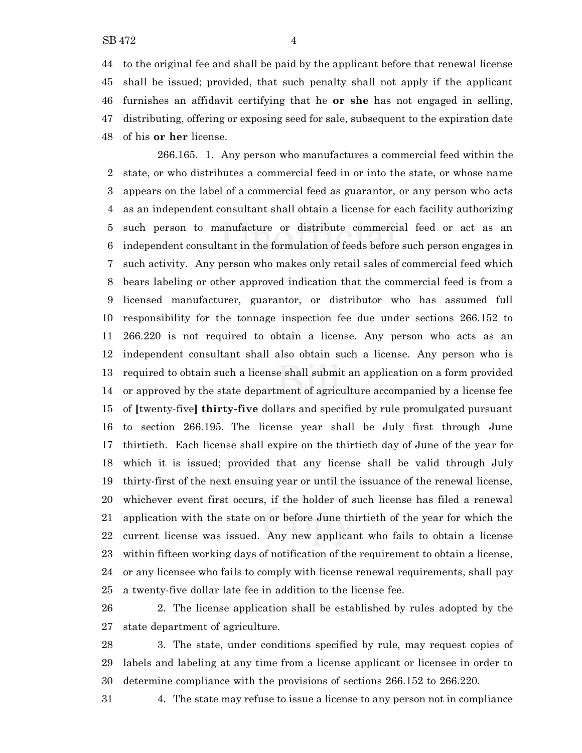to the original fee and shall be paid by the applicant before that renewal license shall be issued; provided, that such penalty shall not apply if the applicant furnishes an affidavit certifying that he **or she** has not engaged in selling, distributing, offering or exposing seed for sale, subsequent to the expiration date of his **or her** license.

266.165. 1. Any person who manufactures a commercial feed within the state, or who distributes a commercial feed in or into the state, or whose name appears on the label of a commercial feed as guarantor, or any person who acts as an independent consultant shall obtain a license for each facility authorizing such person to manufacture or distribute commercial feed or act as an independent consultant in the formulation of feeds before such person engages in such activity. Any person who makes only retail sales of commercial feed which bears labeling or other approved indication that the commercial feed is from a licensed manufacturer, guarantor, or distributor who has assumed full responsibility for the tonnage inspection fee due under sections 266.152 to 266.220 is not required to obtain a license. Any person who acts as an independent consultant shall also obtain such a license. Any person who is required to obtain such a license shall submit an application on a form provided or approved by the state department of agriculture accompanied by a license fee of **[**twenty-five**] thirty-five** dollars and specified by rule promulgated pursuant to section 266.195. The license year shall be July first through June thirtieth. Each license shall expire on the thirtieth day of June of the year for which it is issued; provided that any license shall be valid through July thirty-first of the next ensuing year or until the issuance of the renewal license, whichever event first occurs, if the holder of such license has filed a renewal application with the state on or before June thirtieth of the year for which the current license was issued. Any new applicant who fails to obtain a license within fifteen working days of notification of the requirement to obtain a license, or any licensee who fails to comply with license renewal requirements, shall pay a twenty-five dollar late fee in addition to the license fee.

2. The license application shall be established by rules adopted by the state department of agriculture.

3. The state, under conditions specified by rule, may request copies of labels and labeling at any time from a license applicant or licensee in order to determine compliance with the provisions of sections 266.152 to 266.220.

4. The state may refuse to issue a license to any person not in compliance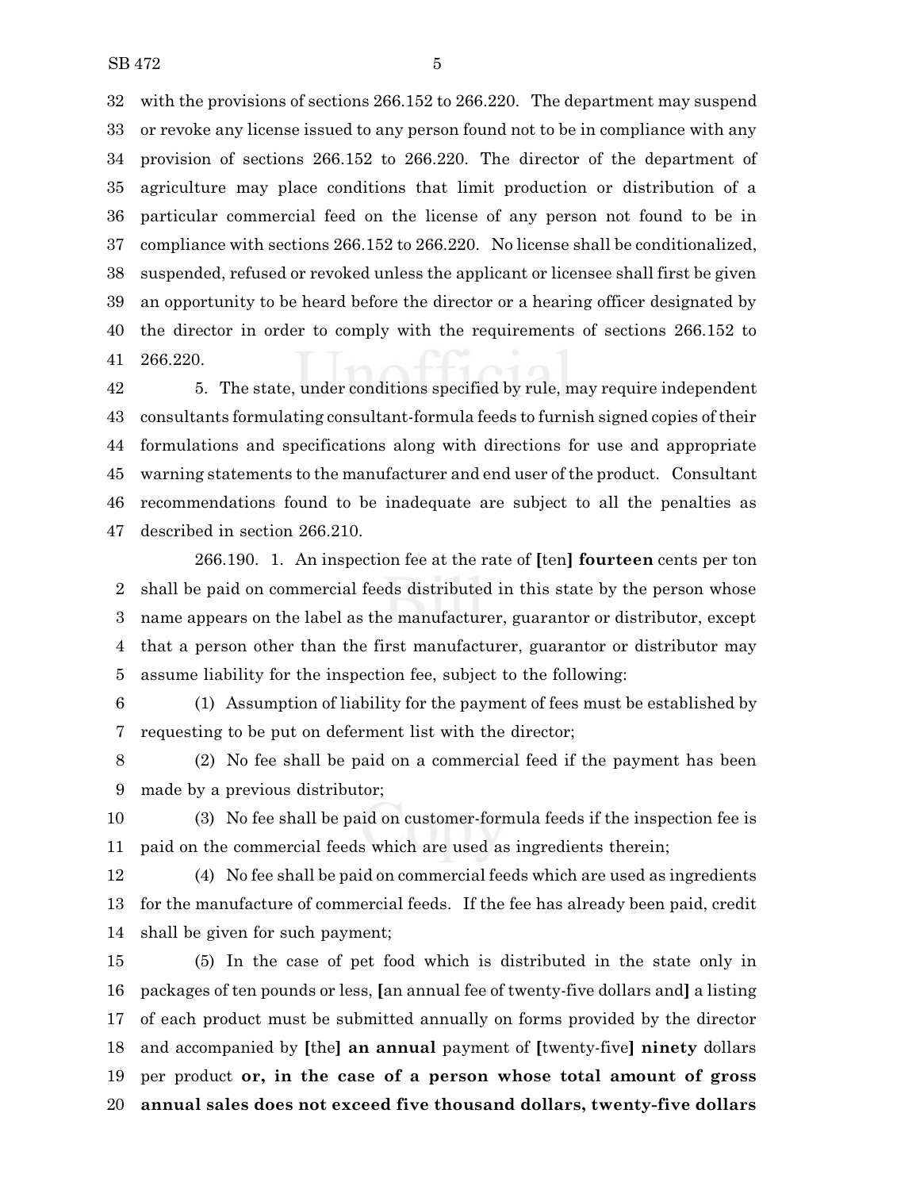with the provisions of sections 266.152 to 266.220. The department may suspend or revoke any license issued to any person found not to be in compliance with any provision of sections 266.152 to 266.220. The director of the department of agriculture may place conditions that limit production or distribution of a particular commercial feed on the license of any person not found to be in compliance with sections 266.152 to 266.220. No license shall be conditionalized, suspended, refused or revoked unless the applicant or licensee shall first be given an opportunity to be heard before the director or a hearing officer designated by the director in order to comply with the requirements of sections 266.152 to 266.220.

5. The state, under conditions specified by rule, may require independent consultants formulating consultant-formula feeds to furnish signed copies of their formulations and specifications along with directions for use and appropriate warning statements to the manufacturer and end user of the product. Consultant recommendations found to be inadequate are subject to all the penalties as described in section 266.210.

266.190. 1. An inspection fee at the rate of [ten] **fourteen** cents per ton shall be paid on commercial feeds distributed in this state by the person whose name appears on the label as the manufacturer, guarantor or distributor, except that a person other than the first manufacturer, guarantor or distributor may assume liability for the inspection fee, subject to the following:

(1) Assumption of liability for the payment of fees must be established by requesting to be put on deferment list with the director;

(2) No fee shall be paid on a commercial feed if the payment has been made by a previous distributor;

(3) No fee shall be paid on customer-formula feeds if the inspection fee is paid on the commercial feeds which are used as ingredients therein;

(4) No fee shall be paid on commercial feeds which are used as ingredients for the manufacture of commercial feeds. If the fee has already been paid, credit shall be given for such payment;

(5) In the case of pet food which is distributed in the state only in packages of ten pounds or less, [an annual fee of twenty-five dollars and] a listing of each product must be submitted annually on forms provided by the director and accompanied by [the] **an annual** payment of [twenty-five] **ninety** dollars per product **or, in the case of a person whose total amount of gross annual sales does not exceed five thousand dollars, twenty-five dollars**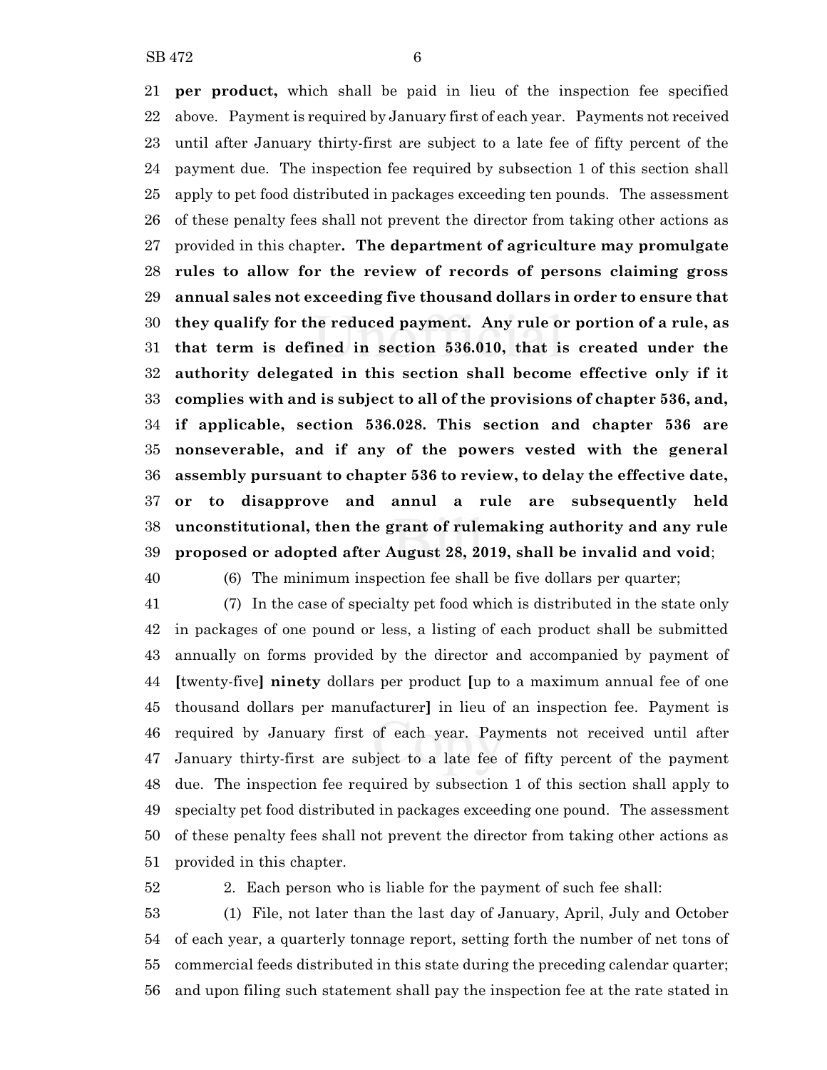**per product,** which shall be paid in lieu of the inspection fee specified above. Payment is required by January first of each year. Payments not received until after January thirty-first are subject to a late fee of fifty percent of the payment due. The inspection fee required by subsection 1 of this section shall apply to pet food distributed in packages exceeding ten pounds. The assessment of these penalty fees shall not prevent the director from taking other actions as provided in this chapter**. The department of agriculture may promulgate rules to allow for the review of records of persons claiming gross annual sales not exceeding five thousand dollars in order to ensure that they qualify for the reduced payment. Any rule or portion of a rule, as that term is defined in section 536.010, that is created under the authority delegated in this section shall become effective only if it complies with and is subject to all of the provisions of chapter 536, and, if applicable, section 536.028. This section and chapter 536 are nonseverable, and if any of the powers vested with the general assembly pursuant to chapter 536 to review, to delay the effective date, or to disapprove and annul a rule are subsequently held unconstitutional, then the grant of rulemaking authority and any rule proposed or adopted after August 28, 2019, shall be invalid and void**;

(6) The minimum inspection fee shall be five dollars per quarter;

(7) In the case of specialty pet food which is distributed in the state only in packages of one pound or less, a listing of each product shall be submitted annually on forms provided by the director and accompanied by payment of **[**twenty-five**]** **ninety** dollars per product **[**up to a maximum annual fee of one thousand dollars per manufacturer**]** in lieu of an inspection fee. Payment is required by January first of each year. Payments not received until after January thirty-first are subject to a late fee of fifty percent of the payment due. The inspection fee required by subsection 1 of this section shall apply to specialty pet food distributed in packages exceeding one pound. The assessment of these penalty fees shall not prevent the director from taking other actions as provided in this chapter.

2. Each person who is liable for the payment of such fee shall:

(1) File, not later than the last day of January, April, July and October of each year, a quarterly tonnage report, setting forth the number of net tons of commercial feeds distributed in this state during the preceding calendar quarter; and upon filing such statement shall pay the inspection fee at the rate stated in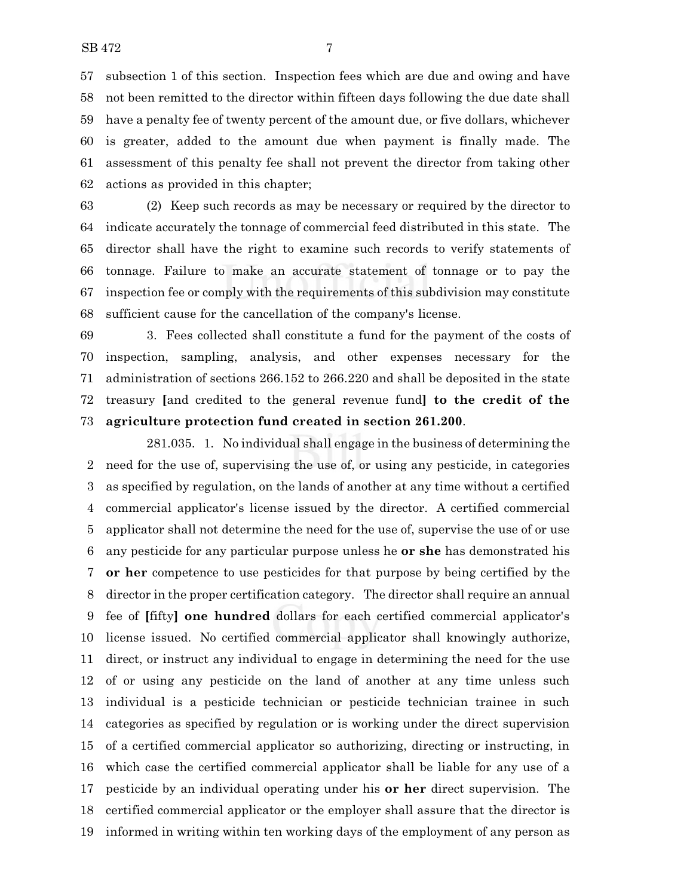subsection 1 of this section. Inspection fees which are due and owing and have not been remitted to the director within fifteen days following the due date shall have a penalty fee of twenty percent of the amount due, or five dollars, whichever is greater, added to the amount due when payment is finally made. The assessment of this penalty fee shall not prevent the director from taking other actions as provided in this chapter;

(2) Keep such records as may be necessary or required by the director to indicate accurately the tonnage of commercial feed distributed in this state. The director shall have the right to examine such records to verify statements of tonnage. Failure to make an accurate statement of tonnage or to pay the inspection fee or comply with the requirements of this subdivision may constitute sufficient cause for the cancellation of the company's license.

3. Fees collected shall constitute a fund for the payment of the costs of inspection, sampling, analysis, and other expenses necessary for the administration of sections 266.152 to 266.220 and shall be deposited in the state treasury **[**and credited to the general revenue fund**]** **to the credit of the agriculture protection fund created in section 261.200**.

281.035. 1. No individual shall engage in the business of determining the need for the use of, supervising the use of, or using any pesticide, in categories as specified by regulation, on the lands of another at any time without a certified commercial applicator's license issued by the director. A certified commercial applicator shall not determine the need for the use of, supervise the use of or use any pesticide for any particular purpose unless he **or she** has demonstrated his **or her** competence to use pesticides for that purpose by being certified by the director in the proper certification category. The director shall require an annual fee of **[**fifty**]** **one hundred** dollars for each certified commercial applicator's license issued. No certified commercial applicator shall knowingly authorize, direct, or instruct any individual to engage in determining the need for the use of or using any pesticide on the land of another at any time unless such individual is a pesticide technician or pesticide technician trainee in such categories as specified by regulation or is working under the direct supervision of a certified commercial applicator so authorizing, directing or instructing, in which case the certified commercial applicator shall be liable for any use of a pesticide by an individual operating under his **or her** direct supervision. The certified commercial applicator or the employer shall assure that the director is informed in writing within ten working days of the employment of any person as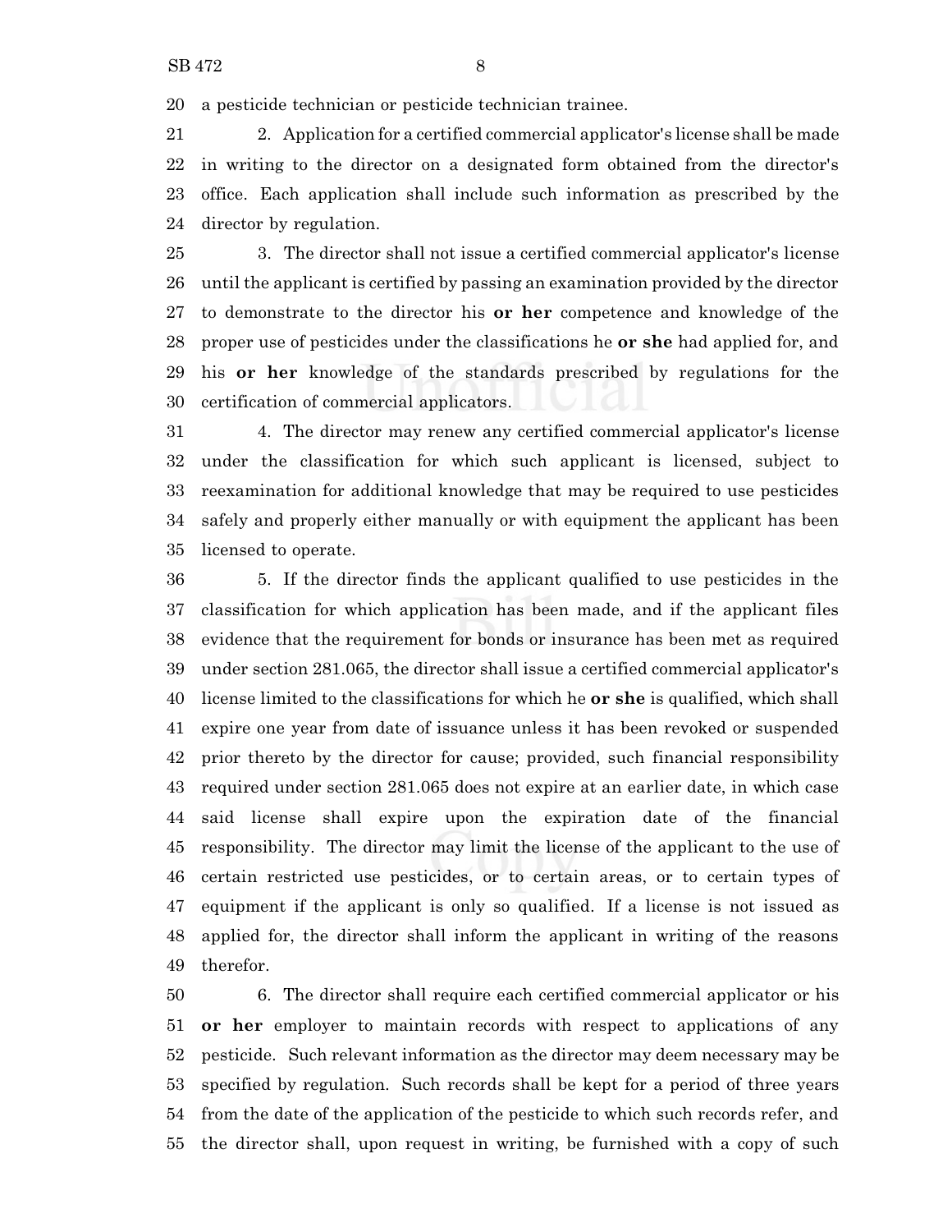a pesticide technician or pesticide technician trainee.

2. Application for a certified commercial applicator's license shall be made in writing to the director on a designated form obtained from the director's office. Each application shall include such information as prescribed by the director by regulation.

3. The director shall not issue a certified commercial applicator's license until the applicant is certified by passing an examination provided by the director to demonstrate to the director his **or her** competence and knowledge of the proper use of pesticides under the classifications he **or she** had applied for, and his **or her** knowledge of the standards prescribed by regulations for the certification of commercial applicators.

4. The director may renew any certified commercial applicator's license under the classification for which such applicant is licensed, subject to reexamination for additional knowledge that may be required to use pesticides safely and properly either manually or with equipment the applicant has been licensed to operate.

5. If the director finds the applicant qualified to use pesticides in the classification for which application has been made, and if the applicant files evidence that the requirement for bonds or insurance has been met as required under section 281.065, the director shall issue a certified commercial applicator's license limited to the classifications for which he **or she** is qualified, which shall expire one year from date of issuance unless it has been revoked or suspended prior thereto by the director for cause; provided, such financial responsibility required under section 281.065 does not expire at an earlier date, in which case said license shall expire upon the expiration date of the financial responsibility. The director may limit the license of the applicant to the use of certain restricted use pesticides, or to certain areas, or to certain types of equipment if the applicant is only so qualified. If a license is not issued as applied for, the director shall inform the applicant in writing of the reasons therefor.

6. The director shall require each certified commercial applicator or his **or her** employer to maintain records with respect to applications of any pesticide. Such relevant information as the director may deem necessary may be specified by regulation. Such records shall be kept for a period of three years from the date of the application of the pesticide to which such records refer, and the director shall, upon request in writing, be furnished with a copy of such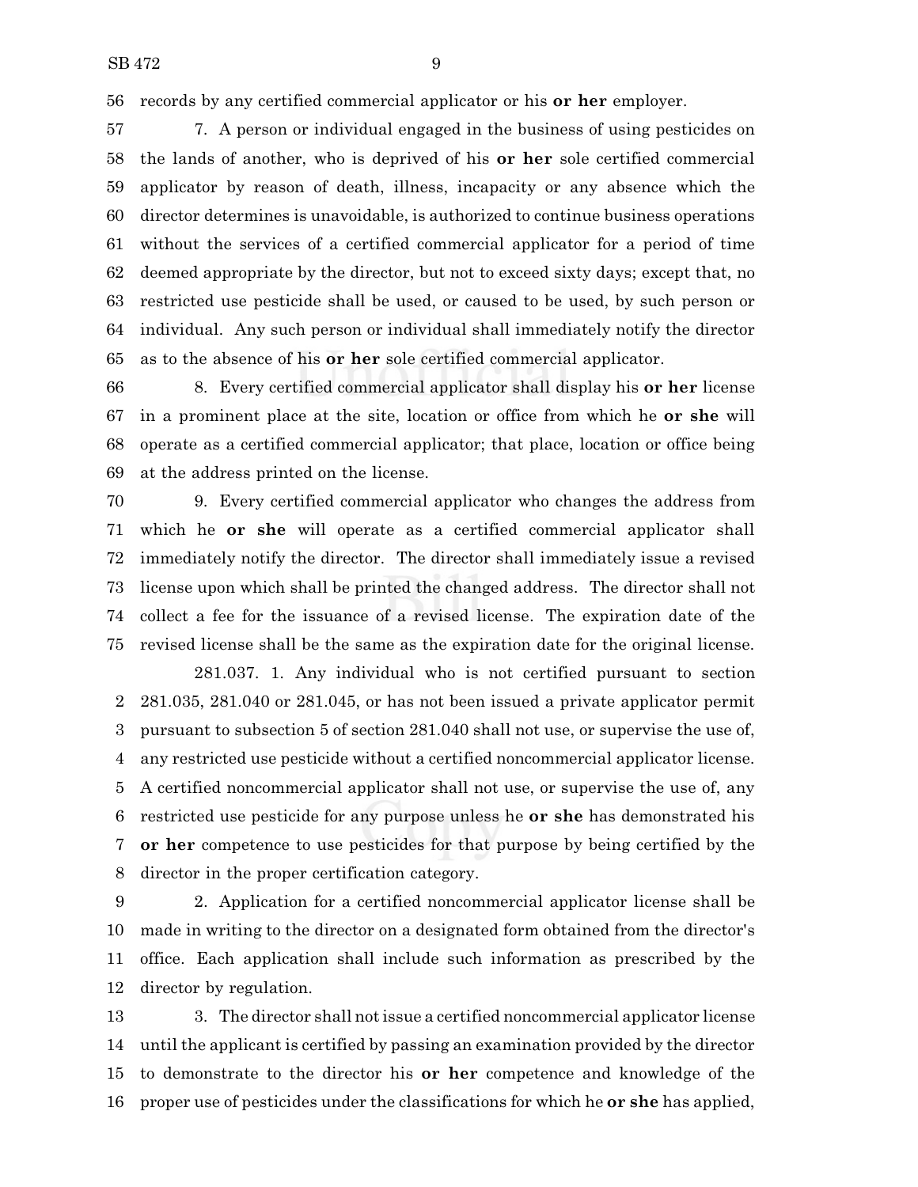records by any certified commercial applicator or his **or her** employer.

7. A person or individual engaged in the business of using pesticides on the lands of another, who is deprived of his **or her** sole certified commercial applicator by reason of death, illness, incapacity or any absence which the director determines is unavoidable, is authorized to continue business operations without the services of a certified commercial applicator for a period of time deemed appropriate by the director, but not to exceed sixty days; except that, no restricted use pesticide shall be used, or caused to be used, by such person or individual. Any such person or individual shall immediately notify the director as to the absence of his **or her** sole certified commercial applicator.

8. Every certified commercial applicator shall display his **or her** license in a prominent place at the site, location or office from which he **or she** will operate as a certified commercial applicator; that place, location or office being at the address printed on the license.

9. Every certified commercial applicator who changes the address from which he **or she** will operate as a certified commercial applicator shall immediately notify the director. The director shall immediately issue a revised license upon which shall be printed the changed address. The director shall not collect a fee for the issuance of a revised license. The expiration date of the revised license shall be the same as the expiration date for the original license.

281.037. 1. Any individual who is not certified pursuant to section 281.035, 281.040 or 281.045, or has not been issued a private applicator permit pursuant to subsection 5 of section 281.040 shall not use, or supervise the use of, any restricted use pesticide without a certified noncommercial applicator license. A certified noncommercial applicator shall not use, or supervise the use of, any restricted use pesticide for any purpose unless he **or she** has demonstrated his **or her** competence to use pesticides for that purpose by being certified by the director in the proper certification category.

2. Application for a certified noncommercial applicator license shall be made in writing to the director on a designated form obtained from the director's office. Each application shall include such information as prescribed by the director by regulation.

3. The director shall not issue a certified noncommercial applicator license until the applicant is certified by passing an examination provided by the director to demonstrate to the director his **or her** competence and knowledge of the proper use of pesticides under the classifications for which he **or she** has applied,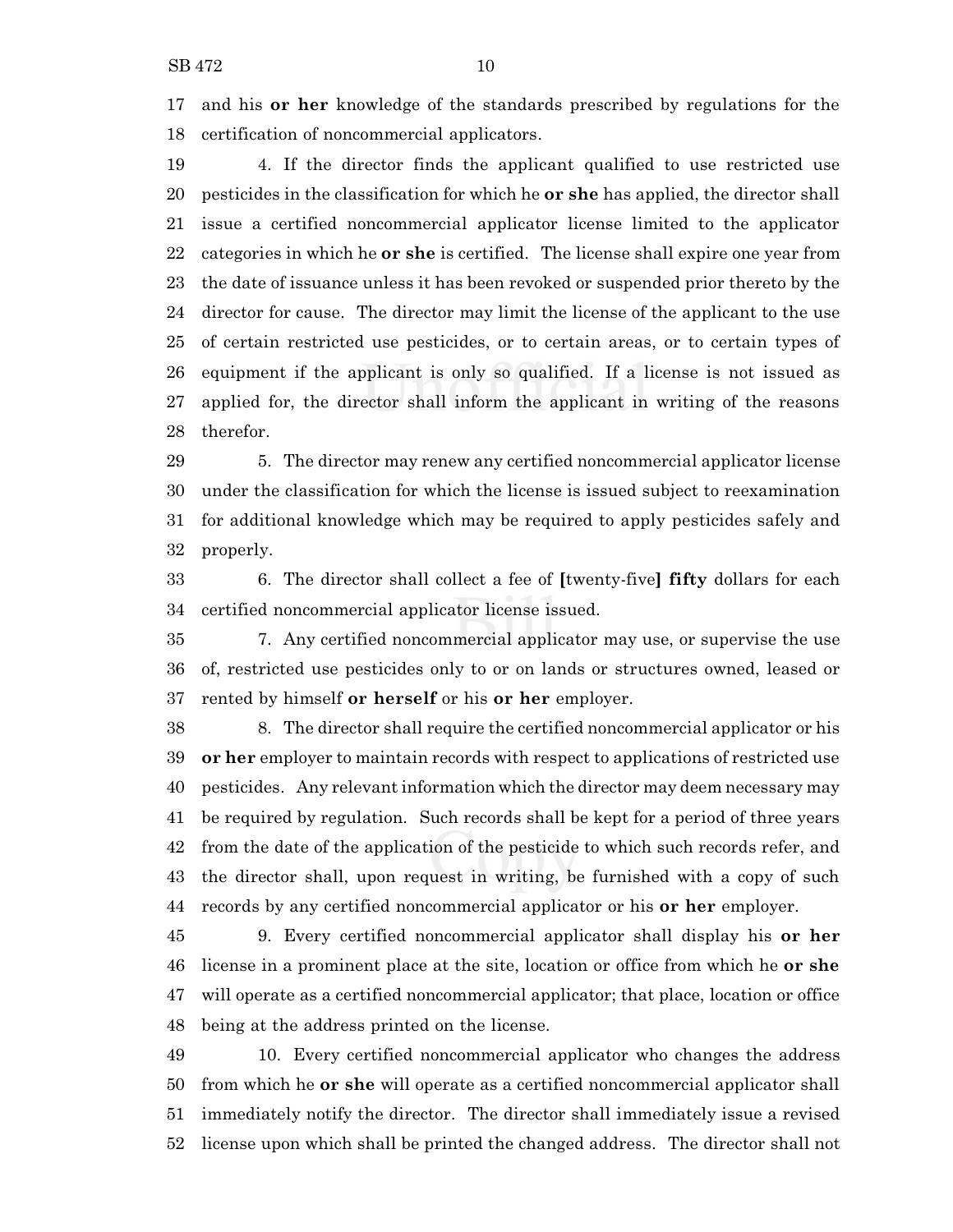17 and his **or her** knowledge of the standards prescribed by regulations for the
18 certification of noncommercial applicators.

19 4. If the director finds the applicant qualified to use restricted use
20 pesticides in the classification for which he **or she** has applied, the director shall
21 issue a certified noncommercial applicator license limited to the applicator
22 categories in which he **or she** is certified. The license shall expire one year from
23 the date of issuance unless it has been revoked or suspended prior thereto by the
24 director for cause. The director may limit the license of the applicant to the use
25 of certain restricted use pesticides, or to certain areas, or to certain types of
26 equipment if the applicant is only so qualified. If a license is not issued as
27 applied for, the director shall inform the applicant in writing of the reasons
28 therefor.

29 5. The director may renew any certified noncommercial applicator license
30 under the classification for which the license is issued subject to reexamination
31 for additional knowledge which may be required to apply pesticides safely and
32 properly.

33 6. The director shall collect a fee of **[**twenty-five**]** **fifty** dollars for each
34 certified noncommercial applicator license issued.

35 7. Any certified noncommercial applicator may use, or supervise the use
36 of, restricted use pesticides only to or on lands or structures owned, leased or
37 rented by himself **or herself** or his **or her** employer.

38 8. The director shall require the certified noncommercial applicator or his
39 **or her** employer to maintain records with respect to applications of restricted use
40 pesticides. Any relevant information which the director may deem necessary may
41 be required by regulation. Such records shall be kept for a period of three years
42 from the date of the application of the pesticide to which such records refer, and
43 the director shall, upon request in writing, be furnished with a copy of such
44 records by any certified noncommercial applicator or his **or her** employer.

45 9. Every certified noncommercial applicator shall display his **or her**
46 license in a prominent place at the site, location or office from which he **or she**
47 will operate as a certified noncommercial applicator; that place, location or office
48 being at the address printed on the license.

49 10. Every certified noncommercial applicator who changes the address
50 from which he **or she** will operate as a certified noncommercial applicator shall
51 immediately notify the director. The director shall immediately issue a revised
52 license upon which shall be printed the changed address. The director shall not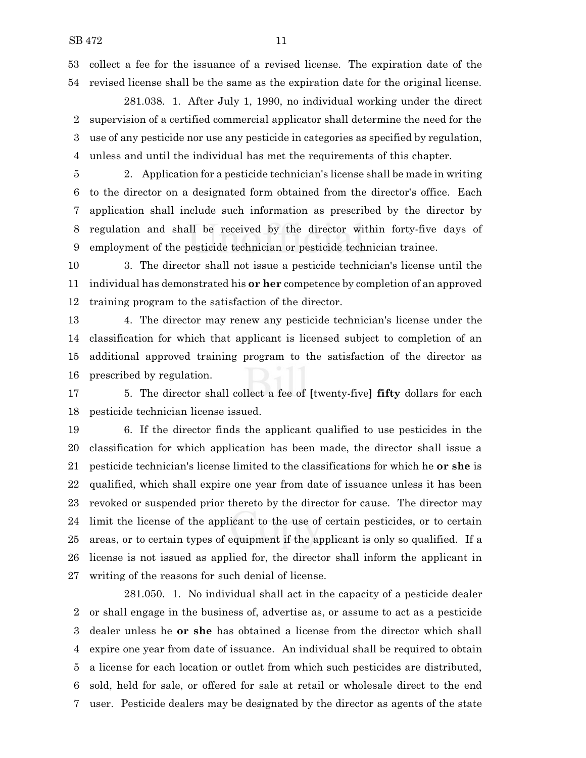collect a fee for the issuance of a revised license. The expiration date of the revised license shall be the same as the expiration date for the original license.

281.038. 1. After July 1, 1990, no individual working under the direct supervision of a certified commercial applicator shall determine the need for the use of any pesticide nor use any pesticide in categories as specified by regulation, unless and until the individual has met the requirements of this chapter.

2. Application for a pesticide technician's license shall be made in writing to the director on a designated form obtained from the director's office. Each application shall include such information as prescribed by the director by regulation and shall be received by the director within forty-five days of employment of the pesticide technician or pesticide technician trainee.

3. The director shall not issue a pesticide technician's license until the individual has demonstrated his **or her** competence by completion of an approved training program to the satisfaction of the director.

4. The director may renew any pesticide technician's license under the classification for which that applicant is licensed subject to completion of an additional approved training program to the satisfaction of the director as prescribed by regulation.

5. The director shall collect a fee of **[**twenty-five**]** **fifty** dollars for each pesticide technician license issued.

6. If the director finds the applicant qualified to use pesticides in the classification for which application has been made, the director shall issue a pesticide technician's license limited to the classifications for which he **or she** is qualified, which shall expire one year from date of issuance unless it has been revoked or suspended prior thereto by the director for cause. The director may limit the license of the applicant to the use of certain pesticides, or to certain areas, or to certain types of equipment if the applicant is only so qualified. If a license is not issued as applied for, the director shall inform the applicant in writing of the reasons for such denial of license.

281.050. 1. No individual shall act in the capacity of a pesticide dealer or shall engage in the business of, advertise as, or assume to act as a pesticide dealer unless he **or she** has obtained a license from the director which shall expire one year from date of issuance. An individual shall be required to obtain a license for each location or outlet from which such pesticides are distributed, sold, held for sale, or offered for sale at retail or wholesale direct to the end user. Pesticide dealers may be designated by the director as agents of the state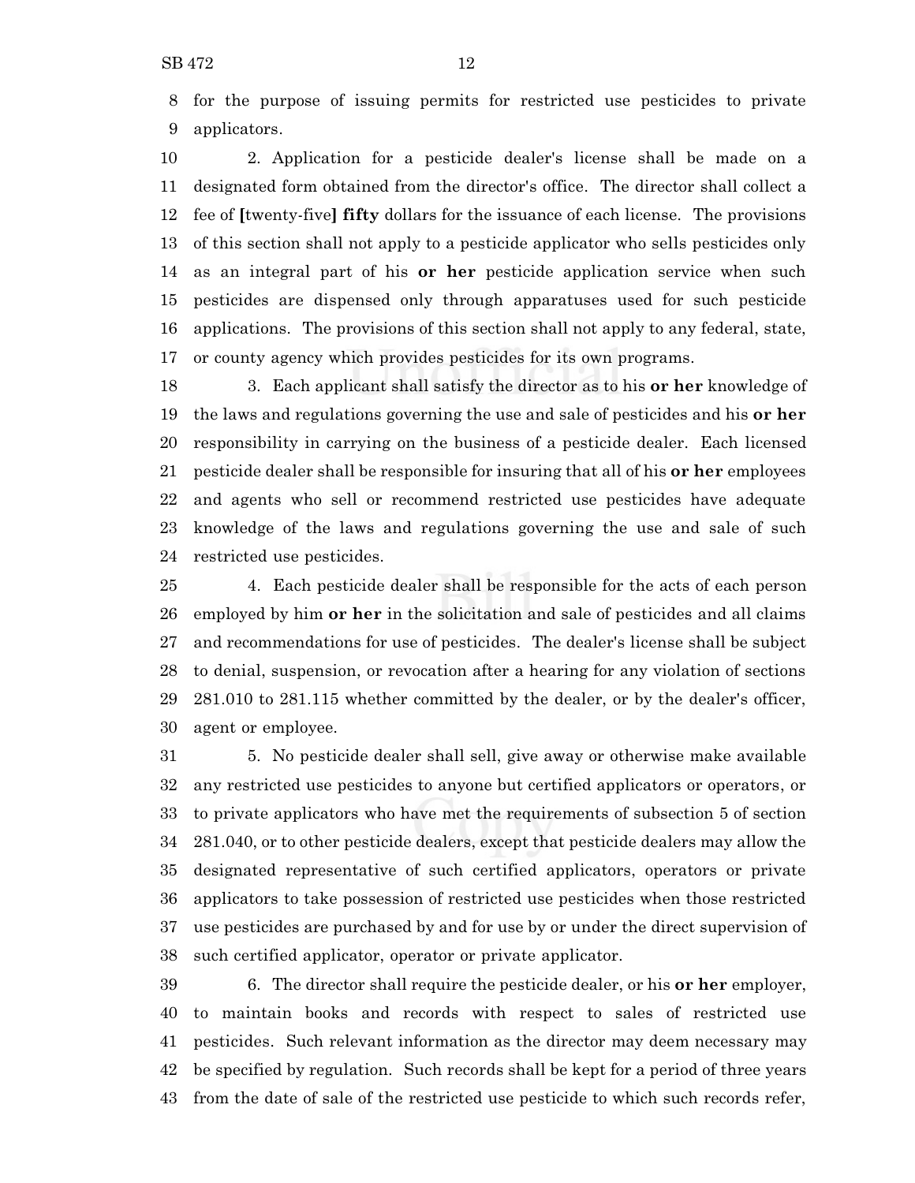for the purpose of issuing permits for restricted use pesticides to private applicators.

2. Application for a pesticide dealer's license shall be made on a designated form obtained from the director's office. The director shall collect a fee of [twenty-five] **fifty** dollars for the issuance of each license. The provisions of this section shall not apply to a pesticide applicator who sells pesticides only as an integral part of his **or her** pesticide application service when such pesticides are dispensed only through apparatuses used for such pesticide applications. The provisions of this section shall not apply to any federal, state, or county agency which provides pesticides for its own programs.

3. Each applicant shall satisfy the director as to his **or her** knowledge of the laws and regulations governing the use and sale of pesticides and his **or her** responsibility in carrying on the business of a pesticide dealer. Each licensed pesticide dealer shall be responsible for insuring that all of his **or her** employees and agents who sell or recommend restricted use pesticides have adequate knowledge of the laws and regulations governing the use and sale of such restricted use pesticides.

4. Each pesticide dealer shall be responsible for the acts of each person employed by him **or her** in the solicitation and sale of pesticides and all claims and recommendations for use of pesticides. The dealer's license shall be subject to denial, suspension, or revocation after a hearing for any violation of sections 281.010 to 281.115 whether committed by the dealer, or by the dealer's officer, agent or employee.

5. No pesticide dealer shall sell, give away or otherwise make available any restricted use pesticides to anyone but certified applicators or operators, or to private applicators who have met the requirements of subsection 5 of section 281.040, or to other pesticide dealers, except that pesticide dealers may allow the designated representative of such certified applicators, operators or private applicators to take possession of restricted use pesticides when those restricted use pesticides are purchased by and for use by or under the direct supervision of such certified applicator, operator or private applicator.

6. The director shall require the pesticide dealer, or his **or her** employer, to maintain books and records with respect to sales of restricted use pesticides. Such relevant information as the director may deem necessary may be specified by regulation. Such records shall be kept for a period of three years from the date of sale of the restricted use pesticide to which such records refer,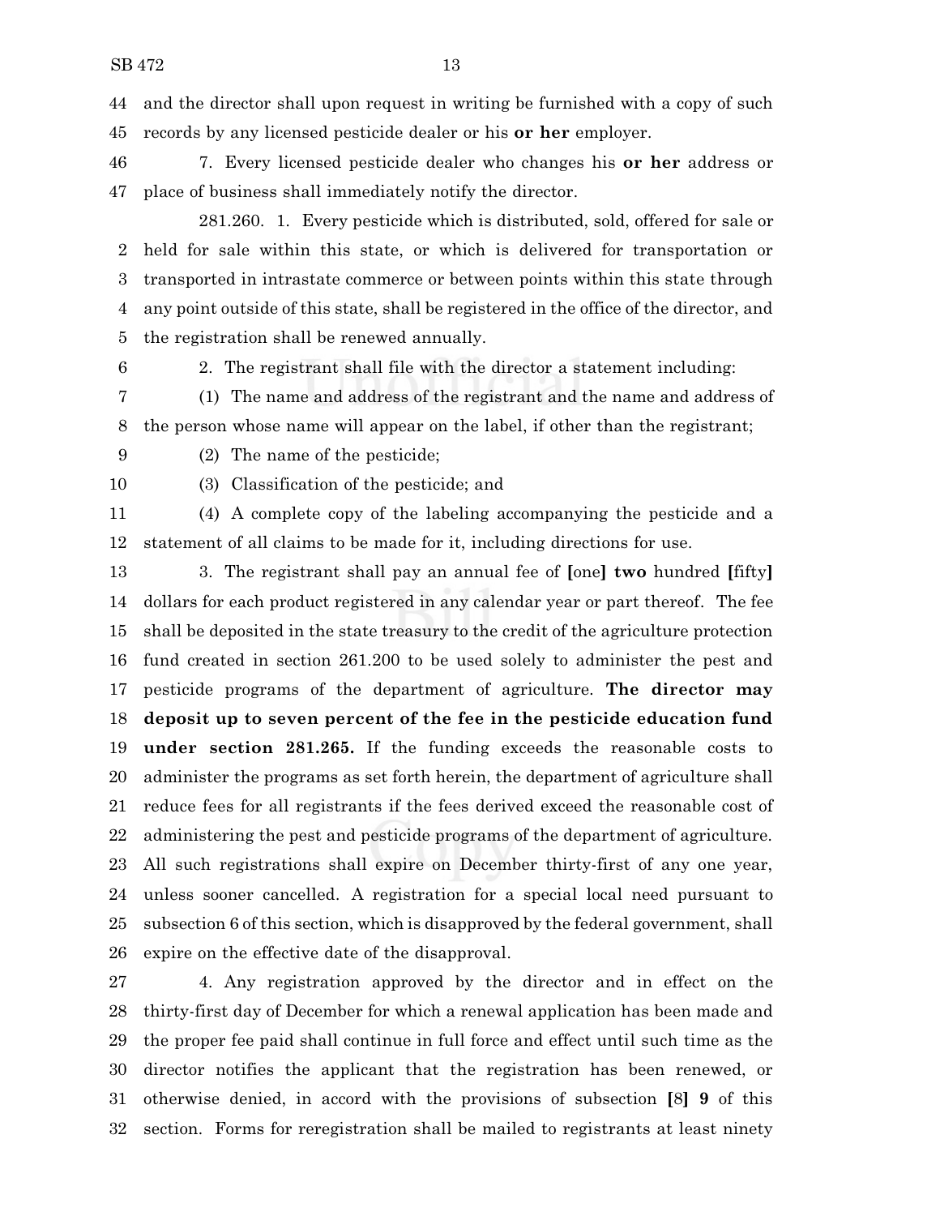and the director shall upon request in writing be furnished with a copy of such records by any licensed pesticide dealer or his **or her** employer.

7. Every licensed pesticide dealer who changes his **or her** address or place of business shall immediately notify the director.

281.260. 1. Every pesticide which is distributed, sold, offered for sale or held for sale within this state, or which is delivered for transportation or transported in intrastate commerce or between points within this state through any point outside of this state, shall be registered in the office of the director, and the registration shall be renewed annually.

2. The registrant shall file with the director a statement including:

(1) The name and address of the registrant and the name and address of the person whose name will appear on the label, if other than the registrant;

(2) The name of the pesticide;

(3) Classification of the pesticide; and

(4) A complete copy of the labeling accompanying the pesticide and a statement of all claims to be made for it, including directions for use.

3. The registrant shall pay an annual fee of **[**one**] two** hundred **[**fifty**]** dollars for each product registered in any calendar year or part thereof. The fee shall be deposited in the state treasury to the credit of the agriculture protection fund created in section 261.200 to be used solely to administer the pest and pesticide programs of the department of agriculture. **The director may deposit up to seven percent of the fee in the pesticide education fund under section 281.265.** If the funding exceeds the reasonable costs to administer the programs as set forth herein, the department of agriculture shall reduce fees for all registrants if the fees derived exceed the reasonable cost of administering the pest and pesticide programs of the department of agriculture. All such registrations shall expire on December thirty-first of any one year, unless sooner cancelled. A registration for a special local need pursuant to subsection 6 of this section, which is disapproved by the federal government, shall expire on the effective date of the disapproval.

4. Any registration approved by the director and in effect on the thirty-first day of December for which a renewal application has been made and the proper fee paid shall continue in full force and effect until such time as the director notifies the applicant that the registration has been renewed, or otherwise denied, in accord with the provisions of subsection **[**8**] 9** of this section. Forms for reregistration shall be mailed to registrants at least ninety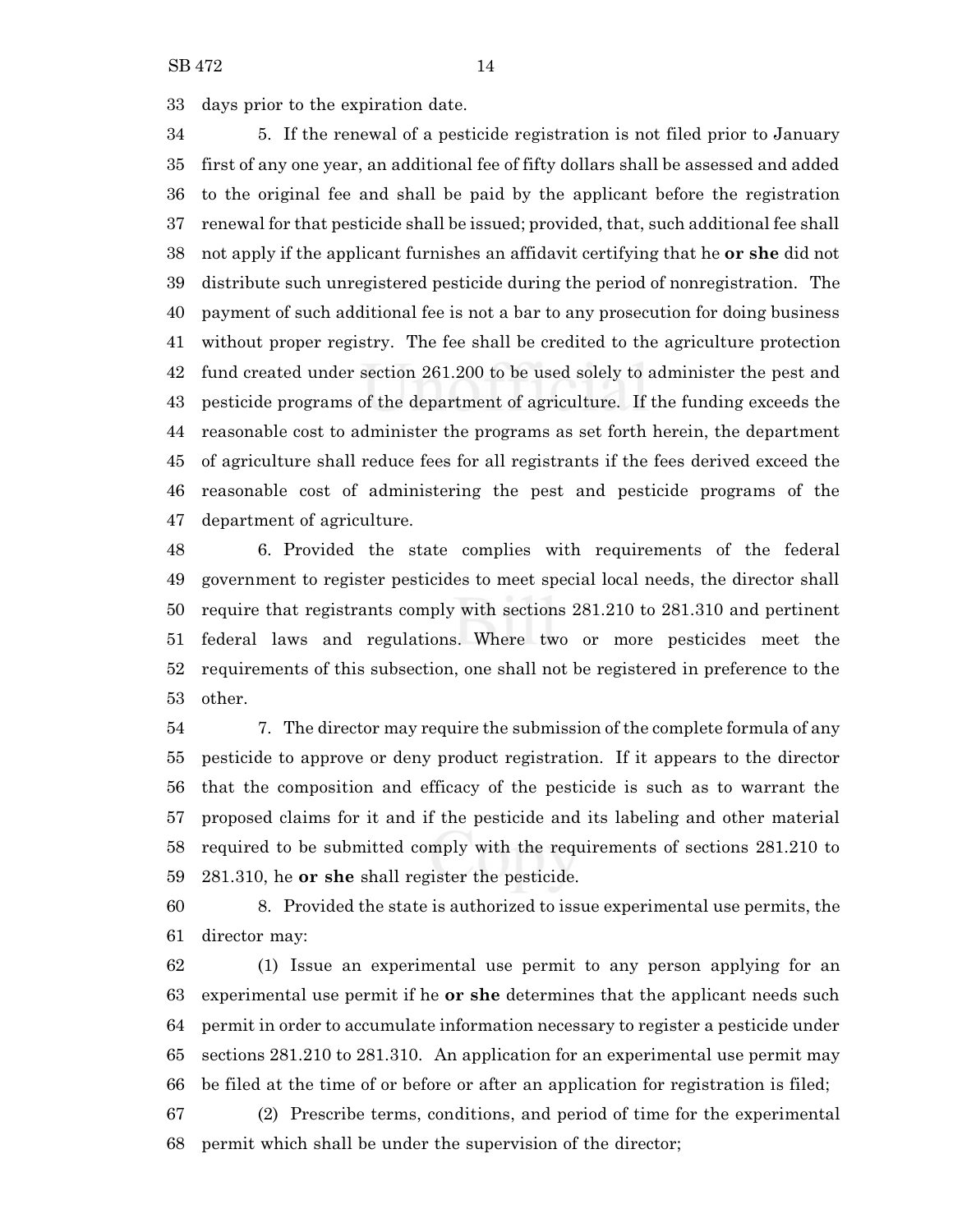days prior to the expiration date.

5. If the renewal of a pesticide registration is not filed prior to January first of any one year, an additional fee of fifty dollars shall be assessed and added to the original fee and shall be paid by the applicant before the registration renewal for that pesticide shall be issued; provided, that, such additional fee shall not apply if the applicant furnishes an affidavit certifying that he **or she** did not distribute such unregistered pesticide during the period of nonregistration. The payment of such additional fee is not a bar to any prosecution for doing business without proper registry. The fee shall be credited to the agriculture protection fund created under section 261.200 to be used solely to administer the pest and pesticide programs of the department of agriculture. If the funding exceeds the reasonable cost to administer the programs as set forth herein, the department of agriculture shall reduce fees for all registrants if the fees derived exceed the reasonable cost of administering the pest and pesticide programs of the department of agriculture.

6. Provided the state complies with requirements of the federal government to register pesticides to meet special local needs, the director shall require that registrants comply with sections 281.210 to 281.310 and pertinent federal laws and regulations. Where two or more pesticides meet the requirements of this subsection, one shall not be registered in preference to the other.

7. The director may require the submission of the complete formula of any pesticide to approve or deny product registration. If it appears to the director that the composition and efficacy of the pesticide is such as to warrant the proposed claims for it and if the pesticide and its labeling and other material required to be submitted comply with the requirements of sections 281.210 to 281.310, he **or she** shall register the pesticide.

8. Provided the state is authorized to issue experimental use permits, the director may:

(1) Issue an experimental use permit to any person applying for an experimental use permit if he **or she** determines that the applicant needs such permit in order to accumulate information necessary to register a pesticide under sections 281.210 to 281.310. An application for an experimental use permit may be filed at the time of or before or after an application for registration is filed;

(2) Prescribe terms, conditions, and period of time for the experimental permit which shall be under the supervision of the director;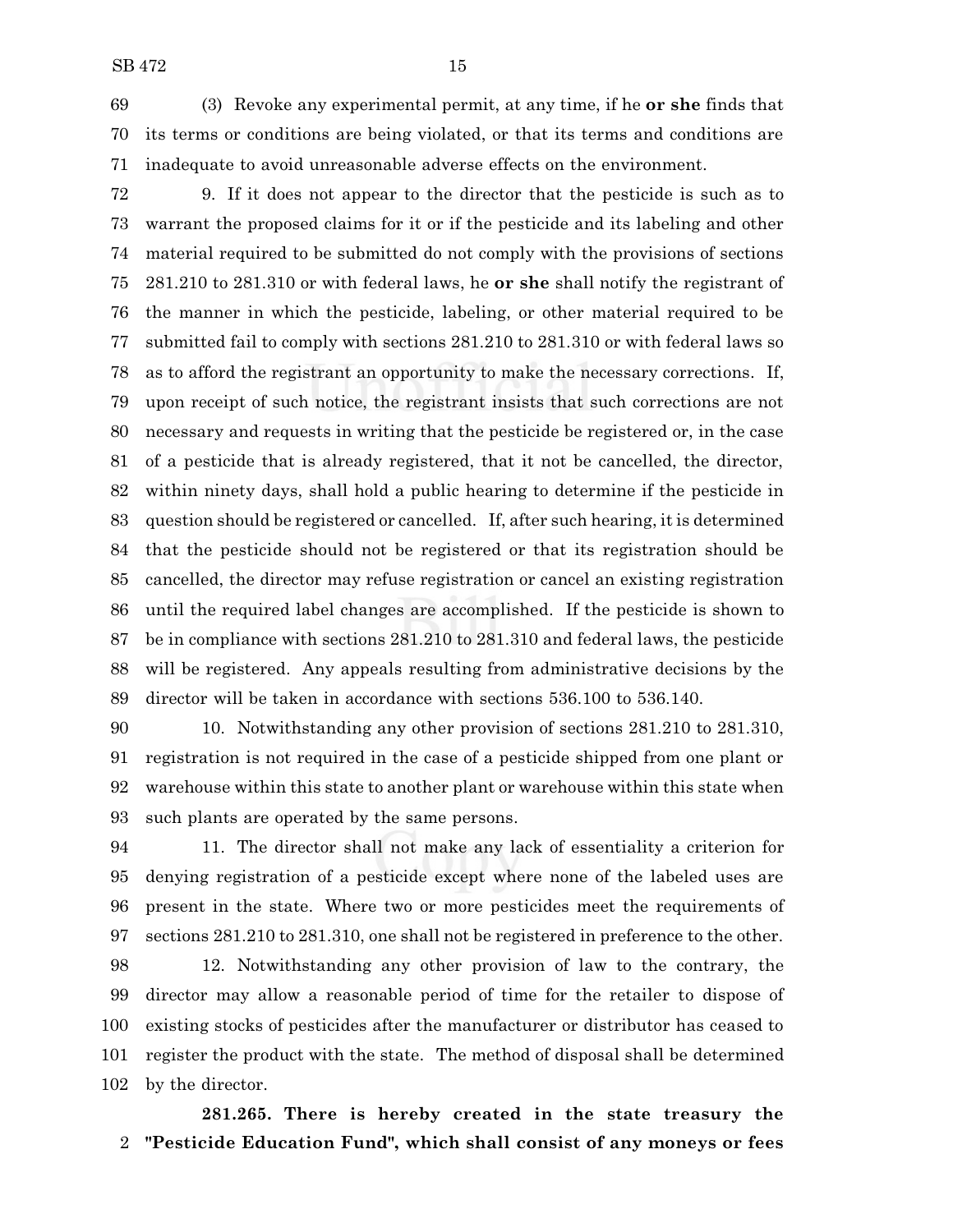(3) Revoke any experimental permit, at any time, if he **or she** finds that its terms or conditions are being violated, or that its terms and conditions are inadequate to avoid unreasonable adverse effects on the environment.

9. If it does not appear to the director that the pesticide is such as to warrant the proposed claims for it or if the pesticide and its labeling and other material required to be submitted do not comply with the provisions of sections 281.210 to 281.310 or with federal laws, he **or she** shall notify the registrant of the manner in which the pesticide, labeling, or other material required to be submitted fail to comply with sections 281.210 to 281.310 or with federal laws so as to afford the registrant an opportunity to make the necessary corrections. If, upon receipt of such notice, the registrant insists that such corrections are not necessary and requests in writing that the pesticide be registered or, in the case of a pesticide that is already registered, that it not be cancelled, the director, within ninety days, shall hold a public hearing to determine if the pesticide in question should be registered or cancelled. If, after such hearing, it is determined that the pesticide should not be registered or that its registration should be cancelled, the director may refuse registration or cancel an existing registration until the required label changes are accomplished. If the pesticide is shown to be in compliance with sections 281.210 to 281.310 and federal laws, the pesticide will be registered. Any appeals resulting from administrative decisions by the director will be taken in accordance with sections 536.100 to 536.140.

10. Notwithstanding any other provision of sections 281.210 to 281.310, registration is not required in the case of a pesticide shipped from one plant or warehouse within this state to another plant or warehouse within this state when such plants are operated by the same persons.

11. The director shall not make any lack of essentiality a criterion for denying registration of a pesticide except where none of the labeled uses are present in the state. Where two or more pesticides meet the requirements of sections 281.210 to 281.310, one shall not be registered in preference to the other.

12. Notwithstanding any other provision of law to the contrary, the director may allow a reasonable period of time for the retailer to dispose of existing stocks of pesticides after the manufacturer or distributor has ceased to register the product with the state. The method of disposal shall be determined by the director.

**281.265. There is hereby created in the state treasury the "Pesticide Education Fund", which shall consist of any moneys or fees**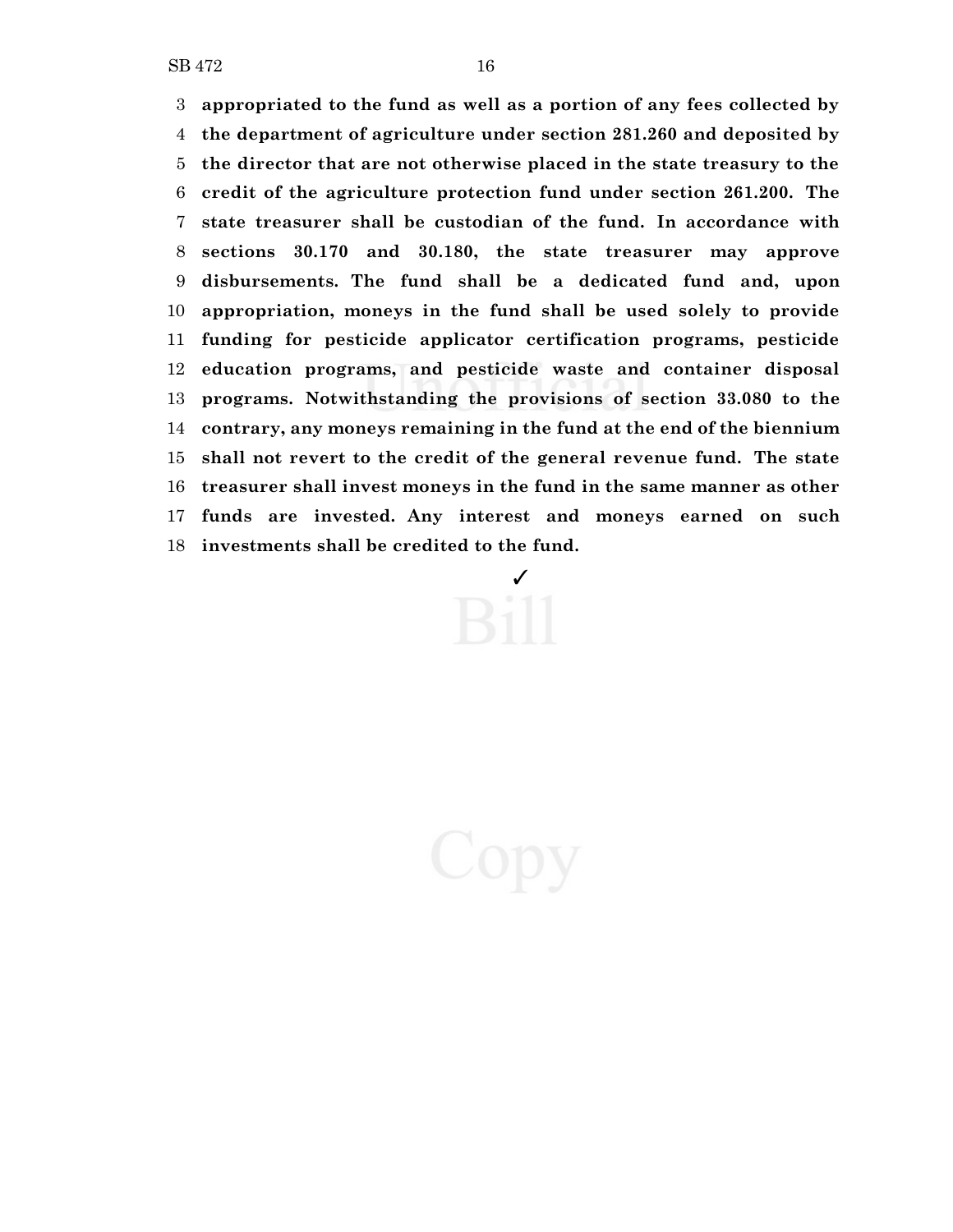**appropriated to the fund as well as a portion of any fees collected by the department of agriculture under section 281.260 and deposited by the director that are not otherwise placed in the state treasury to the credit of the agriculture protection fund under section 261.200. The state treasurer shall be custodian of the fund. In accordance with sections 30.170 and 30.180, the state treasurer may approve disbursements. The fund shall be a dedicated fund and, upon appropriation, moneys in the fund shall be used solely to provide funding for pesticide applicator certification programs, pesticide education programs, and pesticide waste and container disposal programs. Notwithstanding the provisions of section 33.080 to the contrary, any moneys remaining in the fund at the end of the biennium shall not revert to the credit of the general revenue fund. The state treasurer shall invest moneys in the fund in the same manner as other funds are invested. Any interest and moneys earned on such investments shall be credited to the fund.**

✓